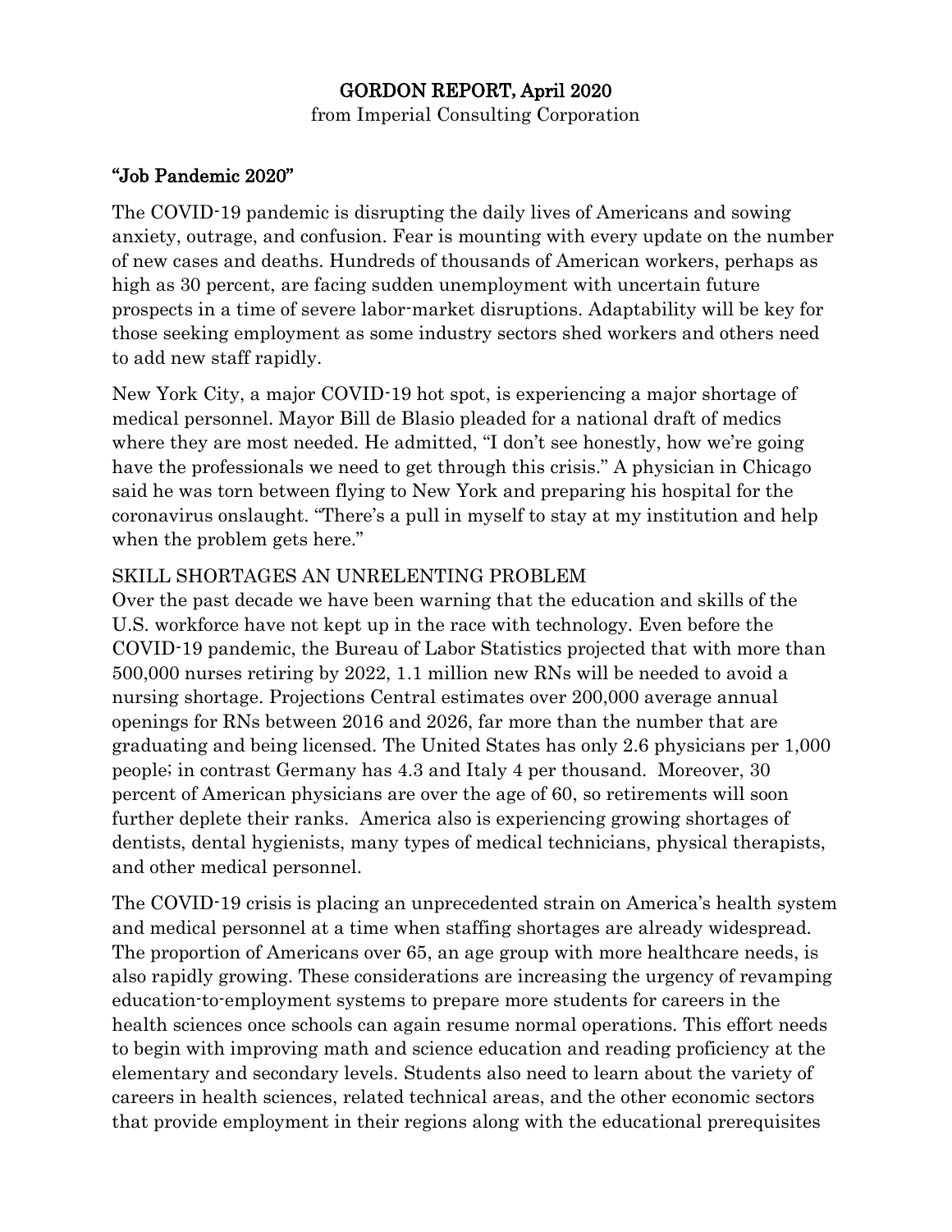# GORDON REPORT, April 2020

from Imperial Consulting Corporation

## "Job Pandemic 2020"

The COVID-19 pandemic is disrupting the daily lives of Americans and sowing anxiety, outrage, and confusion. Fear is mounting with every update on the number of new cases and deaths. Hundreds of thousands of American workers, perhaps as high as 30 percent, are facing sudden unemployment with uncertain future prospects in a time of severe labor-market disruptions. Adaptability will be key for those seeking employment as some industry sectors shed workers and others need to add new staff rapidly.

New York City, a major COVID-19 hot spot, is experiencing a major shortage of medical personnel. Mayor Bill de Blasio pleaded for a national draft of medics where they are most needed. He admitted, "I don't see honestly, how we're going have the professionals we need to get through this crisis." A physician in Chicago said he was torn between flying to New York and preparing his hospital for the coronavirus onslaught. "There's a pull in myself to stay at my institution and help when the problem gets here."

### SKILL SHORTAGES AN UNRELENTING PROBLEM

Over the past decade we have been warning that the education and skills of the U.S. workforce have not kept up in the race with technology. Even before the COVID-19 pandemic, the Bureau of Labor Statistics projected that with more than 500,000 nurses retiring by 2022, 1.1 million new RNs will be needed to avoid a nursing shortage. Projections Central estimates over 200,000 average annual openings for RNs between 2016 and 2026, far more than the number that are graduating and being licensed. The United States has only 2.6 physicians per 1,000 people; in contrast Germany has 4.3 and Italy 4 per thousand. Moreover, 30 percent of American physicians are over the age of 60, so retirements will soon further deplete their ranks. America also is experiencing growing shortages of dentists, dental hygienists, many types of medical technicians, physical therapists, and other medical personnel.

The COVID-19 crisis is placing an unprecedented strain on America's health system and medical personnel at a time when staffing shortages are already widespread. The proportion of Americans over 65, an age group with more healthcare needs, is also rapidly growing. These considerations are increasing the urgency of revamping education-to-employment systems to prepare more students for careers in the health sciences once schools can again resume normal operations. This effort needs to begin with improving math and science education and reading proficiency at the elementary and secondary levels. Students also need to learn about the variety of careers in health sciences, related technical areas, and the other economic sectors that provide employment in their regions along with the educational prerequisites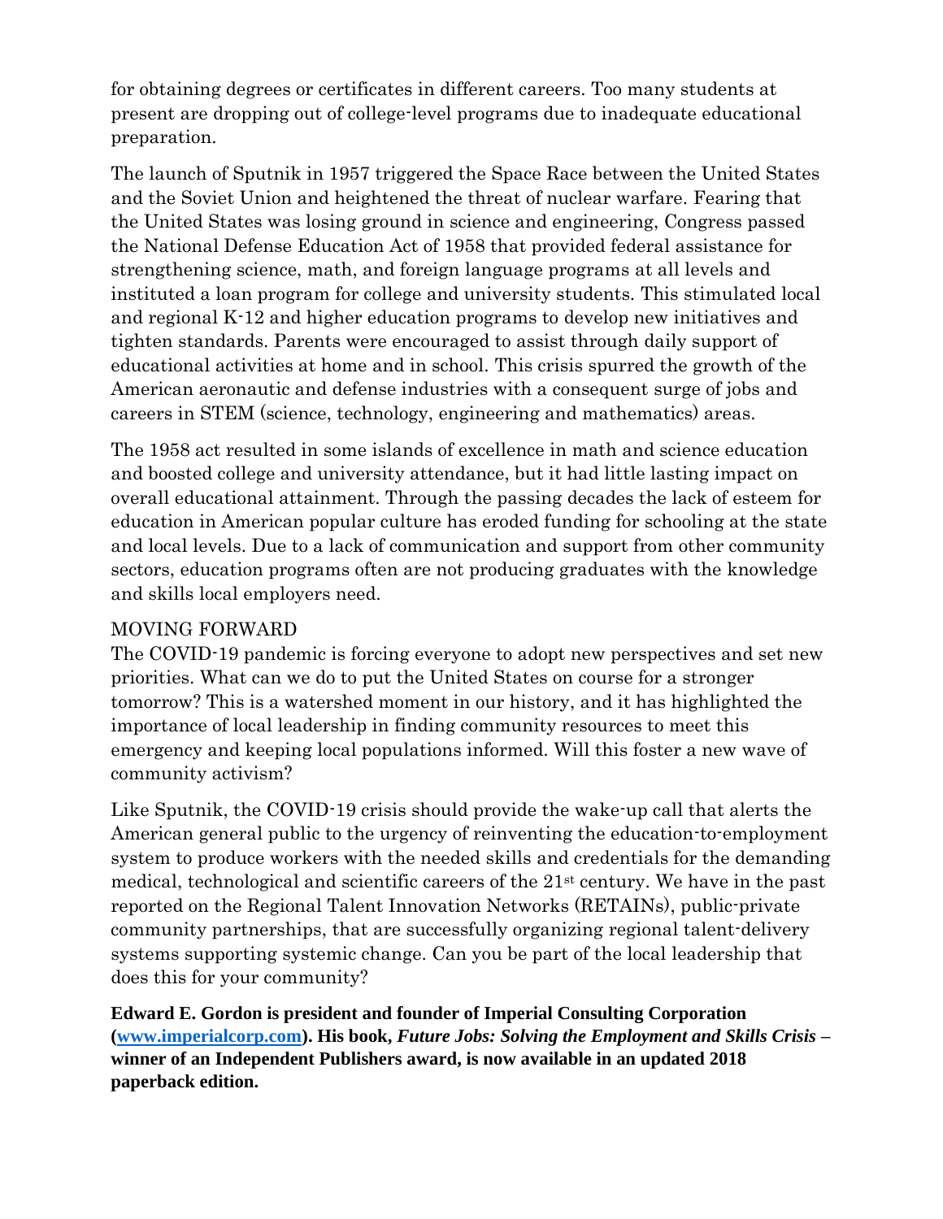for obtaining degrees or certificates in different careers. Too many students at present are dropping out of college-level programs due to inadequate educational preparation.

The launch of Sputnik in 1957 triggered the Space Race between the United States and the Soviet Union and heightened the threat of nuclear warfare. Fearing that the United States was losing ground in science and engineering, Congress passed the National Defense Education Act of 1958 that provided federal assistance for strengthening science, math, and foreign language programs at all levels and instituted a loan program for college and university students. This stimulated local and regional K-12 and higher education programs to develop new initiatives and tighten standards. Parents were encouraged to assist through daily support of educational activities at home and in school. This crisis spurred the growth of the American aeronautic and defense industries with a consequent surge of jobs and careers in STEM (science, technology, engineering and mathematics) areas.

The 1958 act resulted in some islands of excellence in math and science education and boosted college and university attendance, but it had little lasting impact on overall educational attainment. Through the passing decades the lack of esteem for education in American popular culture has eroded funding for schooling at the state and local levels. Due to a lack of communication and support from other community sectors, education programs often are not producing graduates with the knowledge and skills local employers need.

## MOVING FORWARD

The COVID-19 pandemic is forcing everyone to adopt new perspectives and set new priorities. What can we do to put the United States on course for a stronger tomorrow? This is a watershed moment in our history, and it has highlighted the importance of local leadership in finding community resources to meet this emergency and keeping local populations informed. Will this foster a new wave of community activism?

Like Sputnik, the COVID-19 crisis should provide the wake-up call that alerts the American general public to the urgency of reinventing the education-to-employment system to produce workers with the needed skills and credentials for the demanding medical, technological and scientific careers of the 21st century. We have in the past reported on the Regional Talent Innovation Networks (RETAINs), public-private community partnerships, that are successfully organizing regional talent-delivery systems supporting systemic change. Can you be part of the local leadership that does this for your community?

**Edward E. Gordon is president and founder of Imperial Consulting Corporation ([www.imperialcorp.com](http://www.imperialcorp.com)). His book, *Future Jobs: Solving the Employment and Skills Crisis* – winner of an Independent Publishers award, is now available in an updated 2018 paperback edition.**